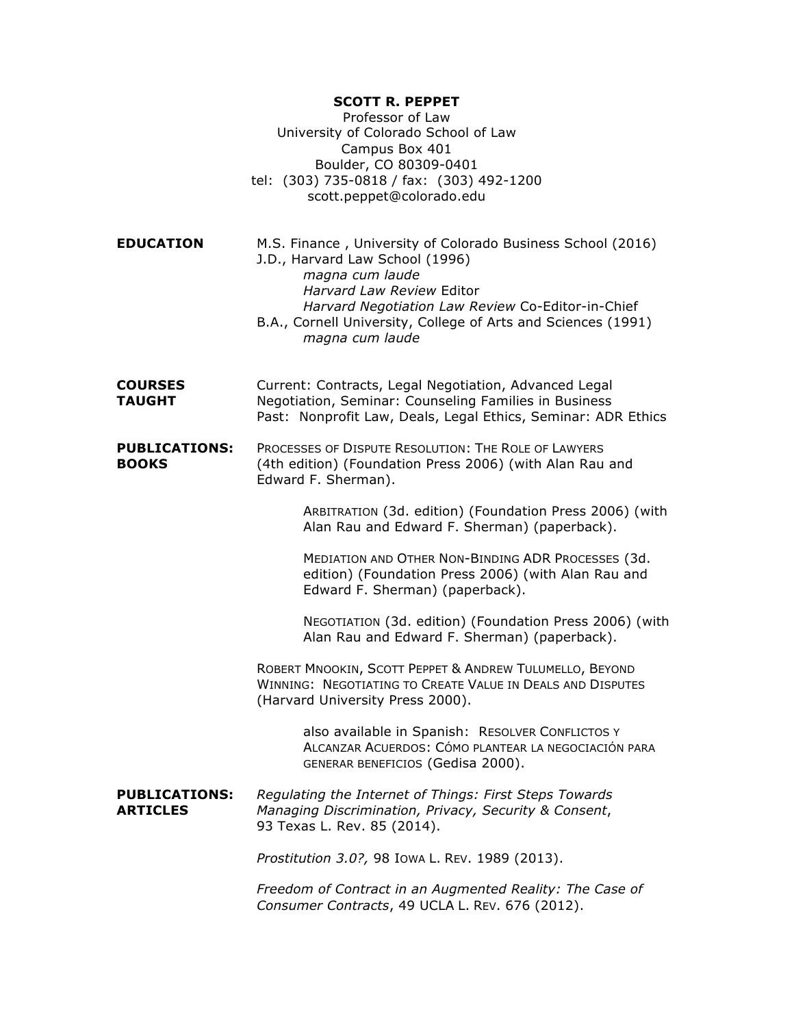**SCOTT R. PEPPET**
Professor of Law
University of Colorado School of Law
Campus Box 401
Boulder, CO 80309-0401
tel: (303) 735-0818 / fax: (303) 492-1200
scott.peppet@colorado.edu

**EDUCATION**

M.S. Finance , University of Colorado Business School (2016)
J.D., Harvard Law School (1996)
*magna cum laude*
*Harvard Law Review* Editor
*Harvard Negotiation Law Review* Co-Editor-in-Chief
B.A., Cornell University, College of Arts and Sciences (1991)
*magna cum laude*

**COURSES TAUGHT**

Current: Contracts, Legal Negotiation, Advanced Legal Negotiation, Seminar: Counseling Families in Business
Past: Nonprofit Law, Deals, Legal Ethics, Seminar: ADR Ethics

**PUBLICATIONS: BOOKS**

PROCESSES OF DISPUTE RESOLUTION: THE ROLE OF LAWYERS (4th edition) (Foundation Press 2006) (with Alan Rau and Edward F. Sherman).

ARBITRATION (3d. edition) (Foundation Press 2006) (with Alan Rau and Edward F. Sherman) (paperback).

MEDIATION AND OTHER NON-BINDING ADR PROCESSES (3d. edition) (Foundation Press 2006) (with Alan Rau and Edward F. Sherman) (paperback).

NEGOTIATION (3d. edition) (Foundation Press 2006) (with Alan Rau and Edward F. Sherman) (paperback).

ROBERT MNOOKIN, SCOTT PEPPET & ANDREW TULUMELLO, BEYOND WINNING: NEGOTIATING TO CREATE VALUE IN DEALS AND DISPUTES (Harvard University Press 2000).

also available in Spanish: RESOLVER CONFLICTOS Y ALCANZAR ACUERDOS: CÓMO PLANTEAR LA NEGOCIACIÓN PARA GENERAR BENEFICIOS (Gedisa 2000).

**PUBLICATIONS: ARTICLES**

*Regulating the Internet of Things: First Steps Towards Managing Discrimination, Privacy, Security & Consent*, 93 Texas L. Rev. 85 (2014).

*Prostitution 3.0?,* 98 IOWA L. REV. 1989 (2013).

*Freedom of Contract in an Augmented Reality: The Case of Consumer Contracts*, 49 UCLA L. REV. 676 (2012).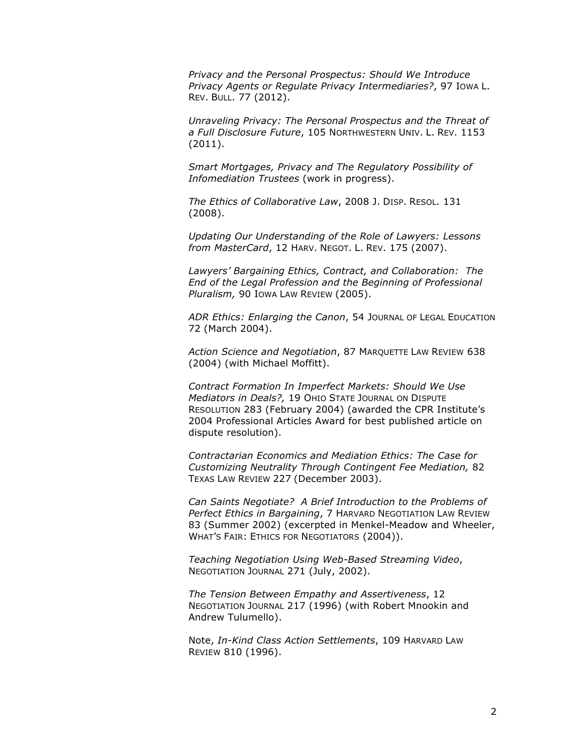*Privacy and the Personal Prospectus: Should We Introduce Privacy Agents or Regulate Privacy Intermediaries?*, 97 IOWA L. REV. BULL. 77 (2012).

*Unraveling Privacy: The Personal Prospectus and the Threat of a Full Disclosure Future*, 105 NORTHWESTERN UNIV. L. REV. 1153 (2011).

*Smart Mortgages, Privacy and The Regulatory Possibility of Infomediation Trustees* (work in progress).

*The Ethics of Collaborative Law*, 2008 J. DISP. RESOL. 131 (2008).

*Updating Our Understanding of the Role of Lawyers: Lessons from MasterCard*, 12 HARV. NEGOT. L. REV. 175 (2007).

*Lawyers' Bargaining Ethics, Contract, and Collaboration: The End of the Legal Profession and the Beginning of Professional Pluralism,* 90 IOWA LAW REVIEW (2005).

*ADR Ethics: Enlarging the Canon*, 54 JOURNAL OF LEGAL EDUCATION 72 (March 2004).

*Action Science and Negotiation*, 87 MARQUETTE LAW REVIEW 638 (2004) (with Michael Moffitt).

*Contract Formation In Imperfect Markets: Should We Use Mediators in Deals?,* 19 OHIO STATE JOURNAL ON DISPUTE RESOLUTION 283 (February 2004) (awarded the CPR Institute's 2004 Professional Articles Award for best published article on dispute resolution).

*Contractarian Economics and Mediation Ethics: The Case for Customizing Neutrality Through Contingent Fee Mediation,* 82 TEXAS LAW REVIEW 227 (December 2003).

*Can Saints Negotiate? A Brief Introduction to the Problems of Perfect Ethics in Bargaining*, 7 HARVARD NEGOTIATION LAW REVIEW 83 (Summer 2002) (excerpted in Menkel-Meadow and Wheeler, WHAT'S FAIR: ETHICS FOR NEGOTIATORS (2004)).

*Teaching Negotiation Using Web-Based Streaming Video*, NEGOTIATION JOURNAL 271 (July, 2002).

*The Tension Between Empathy and Assertiveness*, 12 NEGOTIATION JOURNAL 217 (1996) (with Robert Mnookin and Andrew Tulumello).

Note, *In-Kind Class Action Settlements*, 109 HARVARD LAW REVIEW 810 (1996).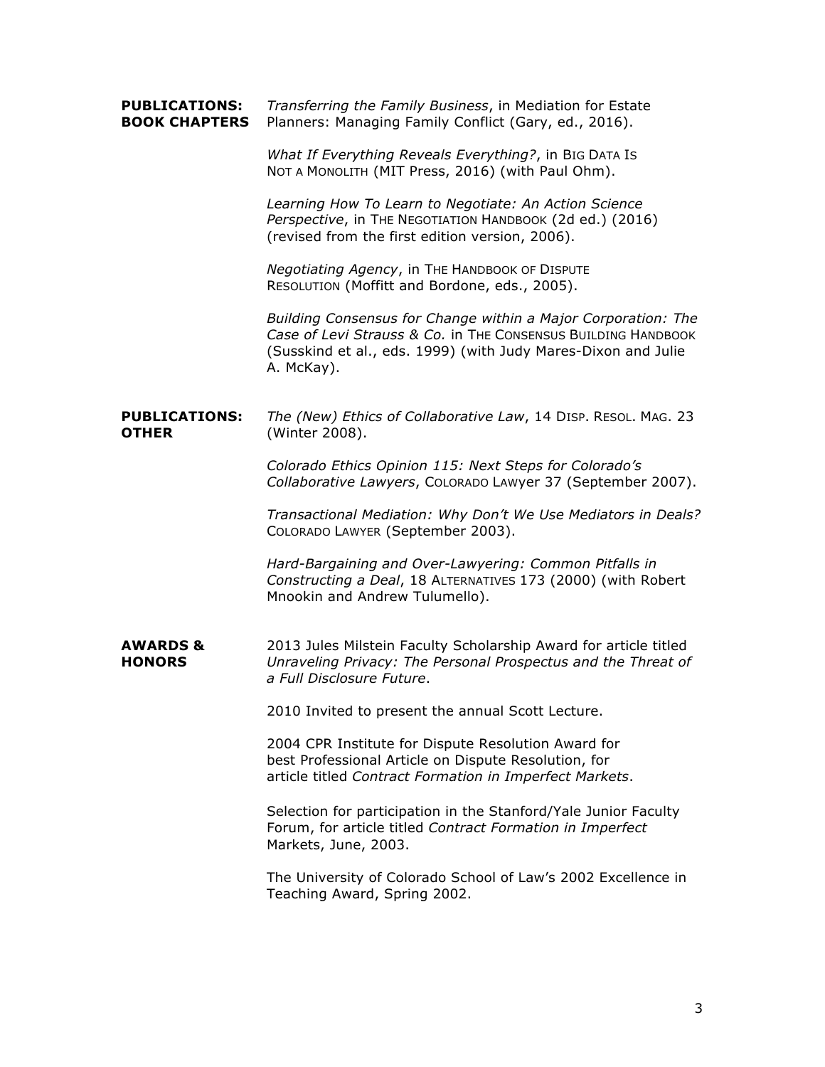## PUBLICATIONS: BOOK CHAPTERS

*Transferring the Family Business*, in Mediation for Estate Planners: Managing Family Conflict (Gary, ed., 2016).

*What If Everything Reveals Everything?*, in BIG DATA IS NOT A MONOLITH (MIT Press, 2016) (with Paul Ohm).

*Learning How To Learn to Negotiate: An Action Science Perspective*, in THE NEGOTIATION HANDBOOK (2d ed.) (2016) (revised from the first edition version, 2006).

*Negotiating Agency*, in THE HANDBOOK OF DISPUTE RESOLUTION (Moffitt and Bordone, eds., 2005).

*Building Consensus for Change within a Major Corporation: The Case of Levi Strauss & Co.* in THE CONSENSUS BUILDING HANDBOOK (Susskind et al., eds. 1999) (with Judy Mares-Dixon and Julie A. McKay).

## PUBLICATIONS: OTHER

*The (New) Ethics of Collaborative Law*, 14 DISP. RESOL. MAG. 23 (Winter 2008).

*Colorado Ethics Opinion 115: Next Steps for Colorado's Collaborative Lawyers*, COLORADO LAWYER 37 (September 2007).

*Transactional Mediation: Why Don't We Use Mediators in Deals?* COLORADO LAWYER (September 2003).

*Hard-Bargaining and Over-Lawyering: Common Pitfalls in Constructing a Deal*, 18 ALTERNATIVES 173 (2000) (with Robert Mnookin and Andrew Tulumello).

## AWARDS & HONORS

2013 Jules Milstein Faculty Scholarship Award for article titled *Unraveling Privacy: The Personal Prospectus and the Threat of a Full Disclosure Future*.

2010 Invited to present the annual Scott Lecture.

2004 CPR Institute for Dispute Resolution Award for best Professional Article on Dispute Resolution, for article titled *Contract Formation in Imperfect Markets*.

Selection for participation in the Stanford/Yale Junior Faculty Forum, for article titled *Contract Formation in Imperfect* Markets, June, 2003.

The University of Colorado School of Law's 2002 Excellence in Teaching Award, Spring 2002.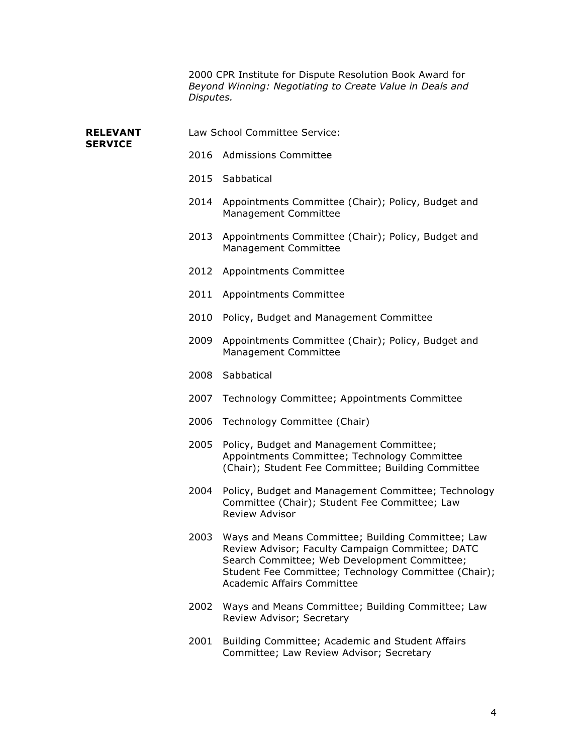2000 CPR Institute for Dispute Resolution Book Award for *Beyond Winning: Negotiating to Create Value in Deals and Disputes.*

**RELEVANT SERVICE**

Law School Committee Service:

2016 Admissions Committee

2015 Sabbatical

2014 Appointments Committee (Chair); Policy, Budget and Management Committee

2013 Appointments Committee (Chair); Policy, Budget and Management Committee

2012 Appointments Committee

2011 Appointments Committee

2010 Policy, Budget and Management Committee

2009 Appointments Committee (Chair); Policy, Budget and Management Committee

2008 Sabbatical

2007 Technology Committee; Appointments Committee

2006 Technology Committee (Chair)

2005 Policy, Budget and Management Committee; Appointments Committee; Technology Committee (Chair); Student Fee Committee; Building Committee

2004 Policy, Budget and Management Committee; Technology Committee (Chair); Student Fee Committee; Law Review Advisor

2003 Ways and Means Committee; Building Committee; Law Review Advisor; Faculty Campaign Committee; DATC Search Committee; Web Development Committee; Student Fee Committee; Technology Committee (Chair); Academic Affairs Committee

2002 Ways and Means Committee; Building Committee; Law Review Advisor; Secretary

2001 Building Committee; Academic and Student Affairs Committee; Law Review Advisor; Secretary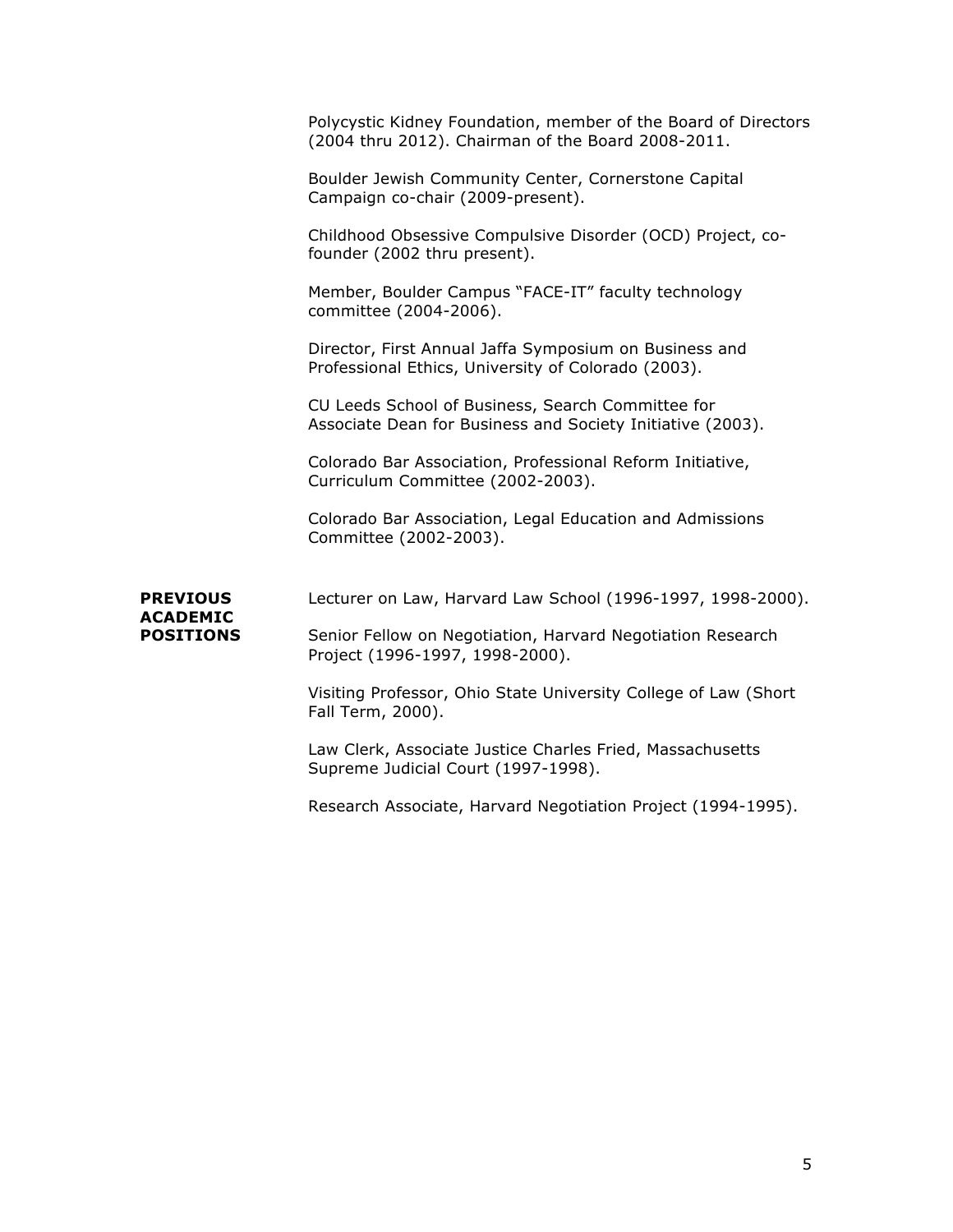Polycystic Kidney Foundation, member of the Board of Directors (2004 thru 2012). Chairman of the Board 2008-2011.

Boulder Jewish Community Center, Cornerstone Capital Campaign co-chair (2009-present).

Childhood Obsessive Compulsive Disorder (OCD) Project, co-founder (2002 thru present).

Member, Boulder Campus "FACE-IT" faculty technology committee (2004-2006).

Director, First Annual Jaffa Symposium on Business and Professional Ethics, University of Colorado (2003).

CU Leeds School of Business, Search Committee for Associate Dean for Business and Society Initiative (2003).

Colorado Bar Association, Professional Reform Initiative, Curriculum Committee (2002-2003).

Colorado Bar Association, Legal Education and Admissions Committee (2002-2003).

**PREVIOUS ACADEMIC POSITIONS**

Lecturer on Law, Harvard Law School (1996-1997, 1998-2000).

Senior Fellow on Negotiation, Harvard Negotiation Research Project (1996-1997, 1998-2000).

Visiting Professor, Ohio State University College of Law (Short Fall Term, 2000).

Law Clerk, Associate Justice Charles Fried, Massachusetts Supreme Judicial Court (1997-1998).

Research Associate, Harvard Negotiation Project (1994-1995).